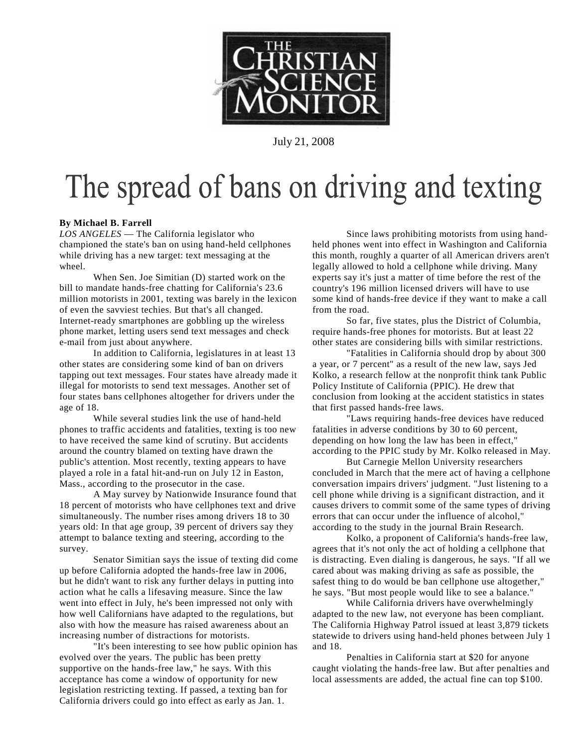The Christian Science Monitor

July 21, 2008

# The spread of bans on driving and texting

**By Michael B. Farrell**

*LOS ANGELES* — The California legislator who championed the state's ban on using hand-held cellphones while driving has a new target: text messaging at the wheel.

When Sen. Joe Simitian (D) started work on the bill to mandate hands-free chatting for California's 23.6 million motorists in 2001, texting was barely in the lexicon of even the savviest techies. But that's all changed. Internet-ready smartphones are gobbling up the wireless phone market, letting users send text messages and check e-mail from just about anywhere.

In addition to California, legislatures in at least 13 other states are considering some kind of ban on drivers tapping out text messages. Four states have already made it illegal for motorists to send text messages. Another set of four states bans cellphones altogether for drivers under the age of 18.

While several studies link the use of hand-held phones to traffic accidents and fatalities, texting is too new to have received the same kind of scrutiny. But accidents around the country blamed on texting have drawn the public's attention. Most recently, texting appears to have played a role in a fatal hit-and-run on July 12 in Easton, Mass., according to the prosecutor in the case.

A May survey by Nationwide Insurance found that 18 percent of motorists who have cellphones text and drive simultaneously. The number rises among drivers 18 to 30 years old: In that age group, 39 percent of drivers say they attempt to balance texting and steering, according to the survey.

Senator Simitian says the issue of texting did come up before California adopted the hands-free law in 2006, but he didn't want to risk any further delays in putting into action what he calls a lifesaving measure. Since the law went into effect in July, he's been impressed not only with how well Californians have adapted to the regulations, but also with how the measure has raised awareness about an increasing number of distractions for motorists.

"It's been interesting to see how public opinion has evolved over the years. The public has been pretty supportive on the hands-free law," he says. With this acceptance has come a window of opportunity for new legislation restricting texting. If passed, a texting ban for California drivers could go into effect as early as Jan. 1.

Since laws prohibiting motorists from using hand-held phones went into effect in Washington and California this month, roughly a quarter of all American drivers aren't legally allowed to hold a cellphone while driving. Many experts say it's just a matter of time before the rest of the country's 196 million licensed drivers will have to use some kind of hands-free device if they want to make a call from the road.

So far, five states, plus the District of Columbia, require hands-free phones for motorists. But at least 22 other states are considering bills with similar restrictions.

"Fatalities in California should drop by about 300 a year, or 7 percent" as a result of the new law, says Jed Kolko, a research fellow at the nonprofit think tank Public Policy Institute of California (PPIC). He drew that conclusion from looking at the accident statistics in states that first passed hands-free laws.

"Laws requiring hands-free devices have reduced fatalities in adverse conditions by 30 to 60 percent, depending on how long the law has been in effect," according to the PPIC study by Mr. Kolko released in May.

But Carnegie Mellon University researchers concluded in March that the mere act of having a cellphone conversation impairs drivers' judgment. "Just listening to a cell phone while driving is a significant distraction, and it causes drivers to commit some of the same types of driving errors that can occur under the influence of alcohol," according to the study in the journal Brain Research.

Kolko, a proponent of California's hands-free law, agrees that it's not only the act of holding a cellphone that is distracting. Even dialing is dangerous, he says. "If all we cared about was making driving as safe as possible, the safest thing to do would be ban cellphone use altogether," he says. "But most people would like to see a balance."

While California drivers have overwhelmingly adapted to the new law, not everyone has been compliant. The California Highway Patrol issued at least 3,879 tickets statewide to drivers using hand-held phones between July 1 and 18.

Penalties in California start at $20 for anyone caught violating the hands-free law. But after penalties and local assessments are added, the actual fine can top $100.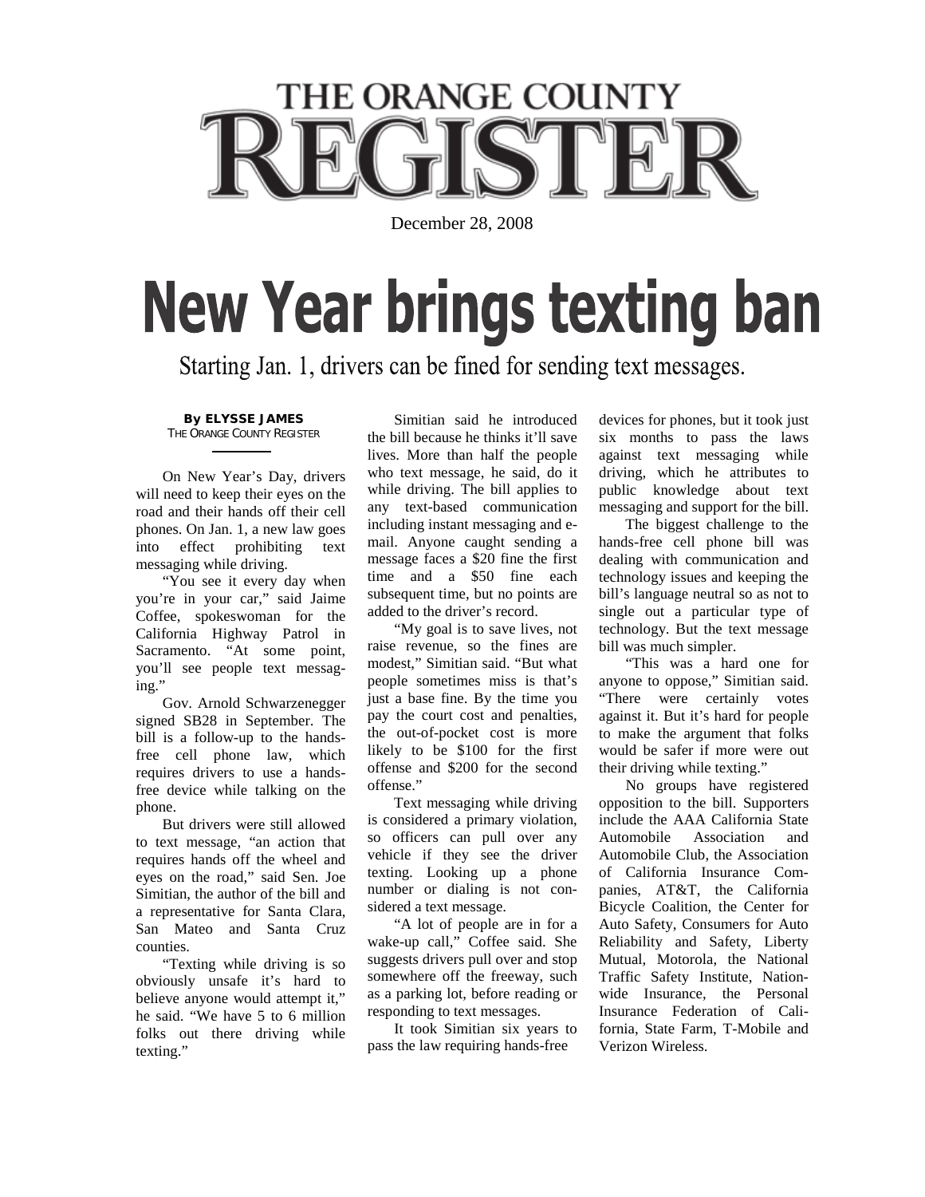# THE ORANGE COUNTY REGISTER

December 28, 2008

# New Year brings texting ban

## Starting Jan. 1, drivers can be fined for sending text messages.

**By ELYSSE JAMES**
THE ORANGE COUNTY REGISTER

On New Year's Day, drivers will need to keep their eyes on the road and their hands off their cell phones. On Jan. 1, a new law goes into effect prohibiting text messaging while driving.

"You see it every day when you're in your car," said Jaime Coffee, spokeswoman for the California Highway Patrol in Sacramento. "At some point, you'll see people text messaging."

Gov. Arnold Schwarzenegger signed SB28 in September. The bill is a follow-up to the hands-free cell phone law, which requires drivers to use a hands-free device while talking on the phone.

But drivers were still allowed to text message, "an action that requires hands off the wheel and eyes on the road," said Sen. Joe Simitian, the author of the bill and a representative for Santa Clara, San Mateo and Santa Cruz counties.

"Texting while driving is so obviously unsafe it's hard to believe anyone would attempt it," he said. "We have 5 to 6 million folks out there driving while texting."

Simitian said he introduced the bill because he thinks it'll save lives. More than half the people who text message, he said, do it while driving. The bill applies to any text-based communication including instant messaging and e-mail. Anyone caught sending a message faces a $20 fine the first time and a $50 fine each subsequent time, but no points are added to the driver's record.

"My goal is to save lives, not raise revenue, so the fines are modest," Simitian said. "But what people sometimes miss is that's just a base fine. By the time you pay the court cost and penalties, the out-of-pocket cost is more likely to be $100 for the first offense and $200 for the second offense."

Text messaging while driving is considered a primary violation, so officers can pull over any vehicle if they see the driver texting. Looking up a phone number or dialing is not considered a text message.

"A lot of people are in for a wake-up call," Coffee said. She suggests drivers pull over and stop somewhere off the freeway, such as a parking lot, before reading or responding to text messages.

It took Simitian six years to pass the law requiring hands-free devices for phones, but it took just six months to pass the laws against text messaging while driving, which he attributes to public knowledge about text messaging and support for the bill.

The biggest challenge to the hands-free cell phone bill was dealing with communication and technology issues and keeping the bill's language neutral so as not to single out a particular type of technology. But the text message bill was much simpler.

"This was a hard one for anyone to oppose," Simitian said. "There were certainly votes against it. But it's hard for people to make the argument that folks would be safer if more were out their driving while texting."

No groups have registered opposition to the bill. Supporters include the AAA California State Automobile Association and Automobile Club, the Association of California Insurance Companies, AT&T, the California Bicycle Coalition, the Center for Auto Safety, Consumers for Auto Reliability and Safety, Liberty Mutual, Motorola, the National Traffic Safety Institute, Nationwide Insurance, the Personal Insurance Federation of California, State Farm, T-Mobile and Verizon Wireless.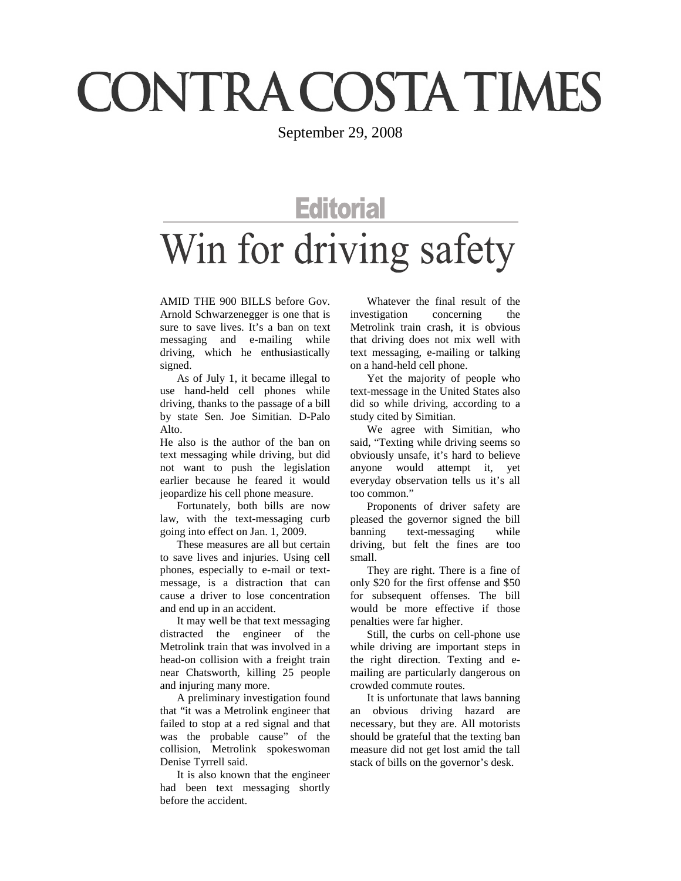# CONTRA COSTA TIMES

September 29, 2008

## Editorial

# Win for driving safety

AMID THE 900 BILLS before Gov. Arnold Schwarzenegger is one that is sure to save lives. It's a ban on text messaging and e-mailing while driving, which he enthusiastically signed.

As of July 1, it became illegal to use hand-held cell phones while driving, thanks to the passage of a bill by state Sen. Joe Simitian. D-Palo Alto.

He also is the author of the ban on text messaging while driving, but did not want to push the legislation earlier because he feared it would jeopardize his cell phone measure.

Fortunately, both bills are now law, with the text-messaging curb going into effect on Jan. 1, 2009.

These measures are all but certain to save lives and injuries. Using cell phones, especially to e-mail or text-message, is a distraction that can cause a driver to lose concentration and end up in an accident.

It may well be that text messaging distracted the engineer of the Metrolink train that was involved in a head-on collision with a freight train near Chatsworth, killing 25 people and injuring many more.

A preliminary investigation found that "it was a Metrolink engineer that failed to stop at a red signal and that was the probable cause" of the collision, Metrolink spokeswoman Denise Tyrrell said.

It is also known that the engineer had been text messaging shortly before the accident.

Whatever the final result of the investigation concerning the Metrolink train crash, it is obvious that driving does not mix well with text messaging, e-mailing or talking on a hand-held cell phone.

Yet the majority of people who text-message in the United States also did so while driving, according to a study cited by Simitian.

We agree with Simitian, who said, "Texting while driving seems so obviously unsafe, it's hard to believe anyone would attempt it, yet everyday observation tells us it's all too common."

Proponents of driver safety are pleased the governor signed the bill banning text-messaging while driving, but felt the fines are too small.

They are right. There is a fine of only $20 for the first offense and $50 for subsequent offenses. The bill would be more effective if those penalties were far higher.

Still, the curbs on cell-phone use while driving are important steps in the right direction. Texting and e-mailing are particularly dangerous on crowded commute routes.

It is unfortunate that laws banning an obvious driving hazard are necessary, but they are. All motorists should be grateful that the texting ban measure did not get lost amid the tall stack of bills on the governor's desk.